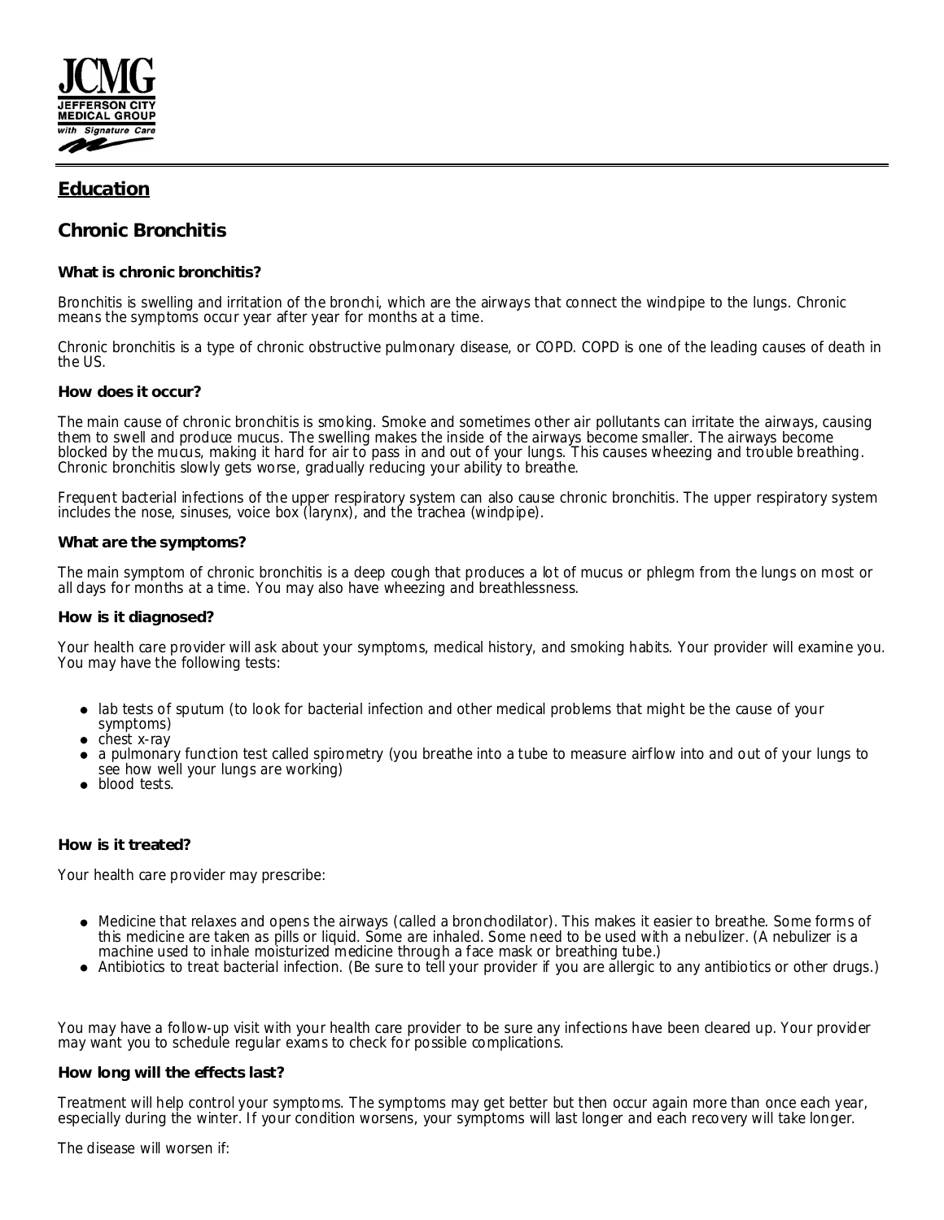JCMG
JEFFERSON CITY MEDICAL GROUP
with Signature Care

## Education

## Chronic Bronchitis

### What is chronic bronchitis?

Bronchitis is swelling and irritation of the bronchi, which are the airways that connect the windpipe to the lungs. Chronic means the symptoms occur year after year for months at a time.

Chronic bronchitis is a type of chronic obstructive pulmonary disease, or COPD. COPD is one of the leading causes of death in the US.

### How does it occur?

The main cause of chronic bronchitis is smoking. Smoke and sometimes other air pollutants can irritate the airways, causing them to swell and produce mucus. The swelling makes the inside of the airways become smaller. The airways become blocked by the mucus, making it hard for air to pass in and out of your lungs. This causes wheezing and trouble breathing. Chronic bronchitis slowly gets worse, gradually reducing your ability to breathe.

Frequent bacterial infections of the upper respiratory system can also cause chronic bronchitis. The upper respiratory system includes the nose, sinuses, voice box (larynx), and the trachea (windpipe).

### What are the symptoms?

The main symptom of chronic bronchitis is a deep cough that produces a lot of mucus or phlegm from the lungs on most or all days for months at a time. You may also have wheezing and breathlessness.

### How is it diagnosed?

Your health care provider will ask about your symptoms, medical history, and smoking habits. Your provider will examine you. You may have the following tests:

- lab tests of sputum (to look for bacterial infection and other medical problems that might be the cause of your symptoms)
- chest x-ray
- a pulmonary function test called spirometry (you breathe into a tube to measure airflow into and out of your lungs to see how well your lungs are working)
- blood tests.

### How is it treated?

Your health care provider may prescribe:

- Medicine that relaxes and opens the airways (called a bronchodilator). This makes it easier to breathe. Some forms of this medicine are taken as pills or liquid. Some are inhaled. Some need to be used with a nebulizer. (A nebulizer is a machine used to inhale moisturized medicine through a face mask or breathing tube.)
- Antibiotics to treat bacterial infection. (Be sure to tell your provider if you are allergic to any antibiotics or other drugs.)

You may have a follow-up visit with your health care provider to be sure any infections have been cleared up. Your provider may want you to schedule regular exams to check for possible complications.

### How long will the effects last?

Treatment will help control your symptoms. The symptoms may get better but then occur again more than once each year, especially during the winter. If your condition worsens, your symptoms will last longer and each recovery will take longer.

The disease will worsen if: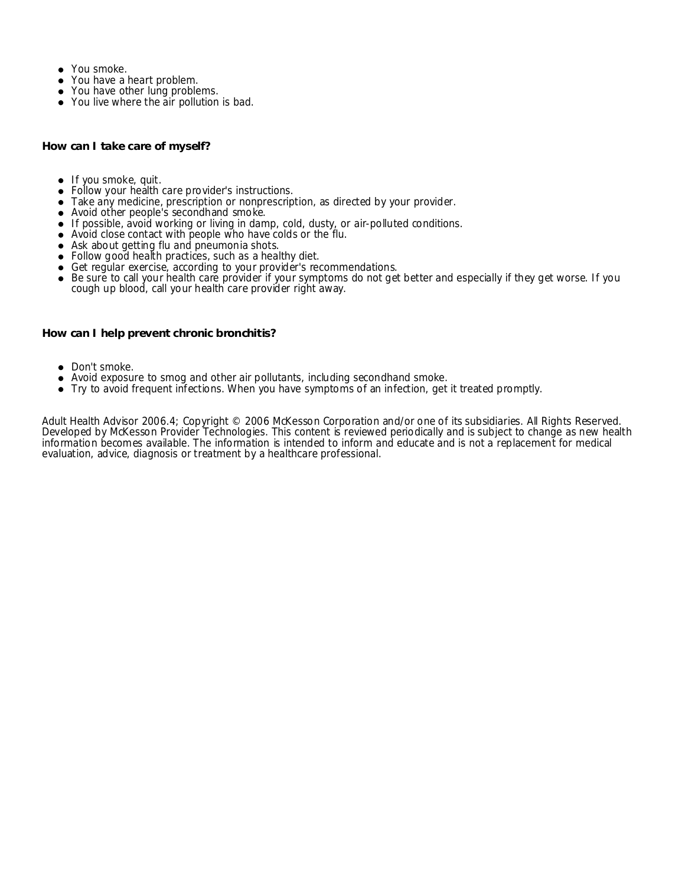- You smoke.
- You have a heart problem.
- You have other lung problems.
- You live where the air pollution is bad.

**How can I take care of myself?**

- If you smoke, quit.
- Follow your health care provider's instructions.
- Take any medicine, prescription or nonprescription, as directed by your provider.
- Avoid other people's secondhand smoke.
- If possible, avoid working or living in damp, cold, dusty, or air-polluted conditions.
- Avoid close contact with people who have colds or the flu.
- Ask about getting flu and pneumonia shots.
- Follow good health practices, such as a healthy diet.
- Get regular exercise, according to your provider's recommendations.
- Be sure to call your health care provider if your symptoms do not get better and especially if they get worse. If you cough up blood, call your health care provider right away.

**How can I help prevent chronic bronchitis?**

- Don't smoke.
- Avoid exposure to smog and other air pollutants, including secondhand smoke.
- Try to avoid frequent infections. When you have symptoms of an infection, get it treated promptly.

Adult Health Advisor 2006.4; Copyright © 2006 McKesson Corporation and/or one of its subsidiaries. All Rights Reserved. Developed by McKesson Provider Technologies. This content is reviewed periodically and is subject to change as new health information becomes available. The information is intended to inform and educate and is not a replacement for medical evaluation, advice, diagnosis or treatment by a healthcare professional.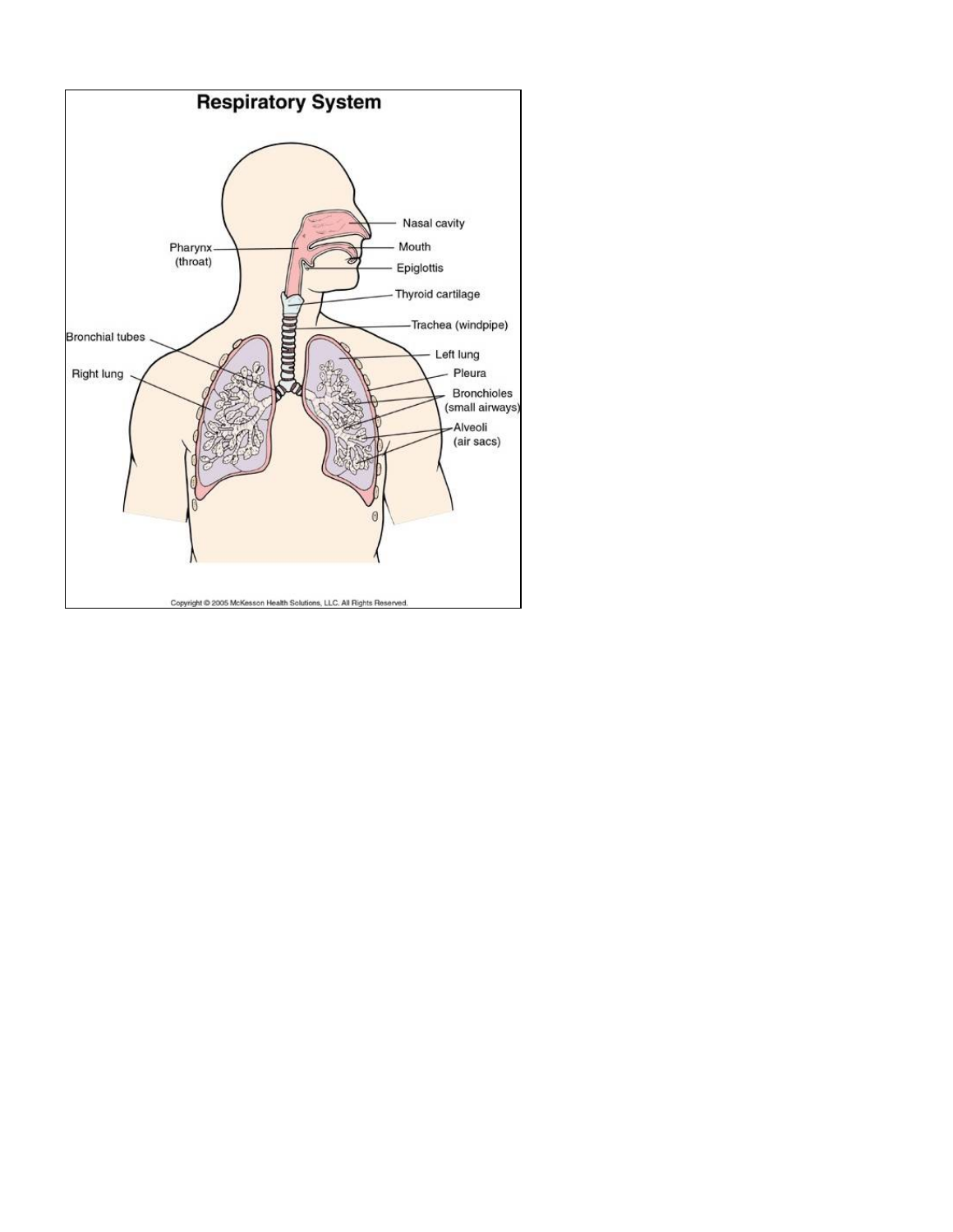Respiratory System

Nasal cavity
Pharynx (throat)
Mouth
Epiglottis
Thyroid cartilage
Trachea (windpipe)
Bronchial tubes
Left lung
Right lung
Pleura
Bronchioles (small airways)
Alveoli (air sacs)

Copyright © 2005 McKesson Health Solutions, LLC. All Rights Reserved.